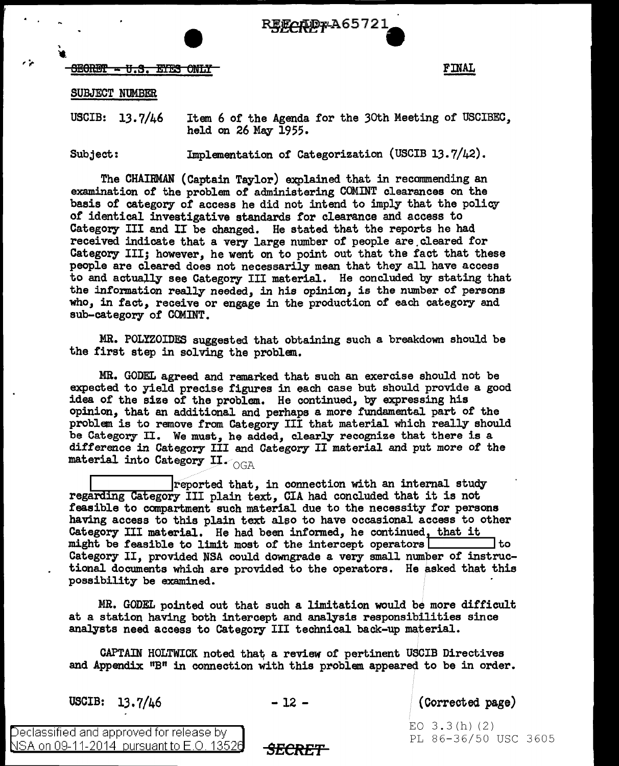REF ID:A65721

~~SECRET - U.S. EYES ONLY~~ FINAL

SUBJECT NUMBER

USCIB: 13.7/46 Item 6 of the Agenda for the 30th Meeting of USCIBEC, held on 26 May 1955.

Subject: Implementation of Categorization (USCIB 13.7/42).

The CHAIRMAN (Captain Taylor) explained that in recommending an examination of the problem of administering COMINT clearances on the basis of category of access he did not intend to imply that the policy of identical investigative standards for clearance and access to Category III and II be changed. He stated that the reports he had received indicate that a very large number of people are cleared for Category III; however, he went on to point out that the fact that these people are cleared does not necessarily mean that they all have access to and actually see Category III material. He concluded by stating that the information really needed, in his opinion, is the number of persons who, in fact, receive or engage in the production of each category and sub-category of COMINT.

MR. POLYZOIDES suggested that obtaining such a breakdown should be the first step in solving the problem.

MR. GODEL agreed and remarked that such an exercise should not be expected to yield precise figures in each case but should provide a good idea of the size of the problem. He continued, by expressing his opinion, that an additional and perhaps a more fundamental part of the problem is to remove from Category III that material which really should be Category II. We must, he added, clearly recognize that there is a difference in Category III and Category II material and put more of the material into Category II. OGA

[REDACTED] reported that, in connection with an internal study regarding Category III plain text, CIA had concluded that it is not feasible to compartment such material due to the necessity for persons having access to this plain text also to have occasional access to other Category III material. He had been informed, he continued, that it might be feasible to limit most of the intercept operators [REDACTED] to Category II, provided NSA could downgrade a very small number of instructional documents which are provided to the operators. He asked that this possibility be examined.

MR. GODEL pointed out that such a limitation would be more difficult at a station having both intercept and analysis responsibilities since analysts need access to Category III technical back-up material.

CAPTAIN HOLTWICK noted that a review of pertinent USCIB Directives and Appendix "B" in connection with this problem appeared to be in order.

USCIB: 13.7/46 (Corrected page)

Declassified and approved for release by NSA on 09-11-2014 pursuant to E.O. 13526

EO 3.3(h)(2)
PL 86-36/50 USC 3605

SECRET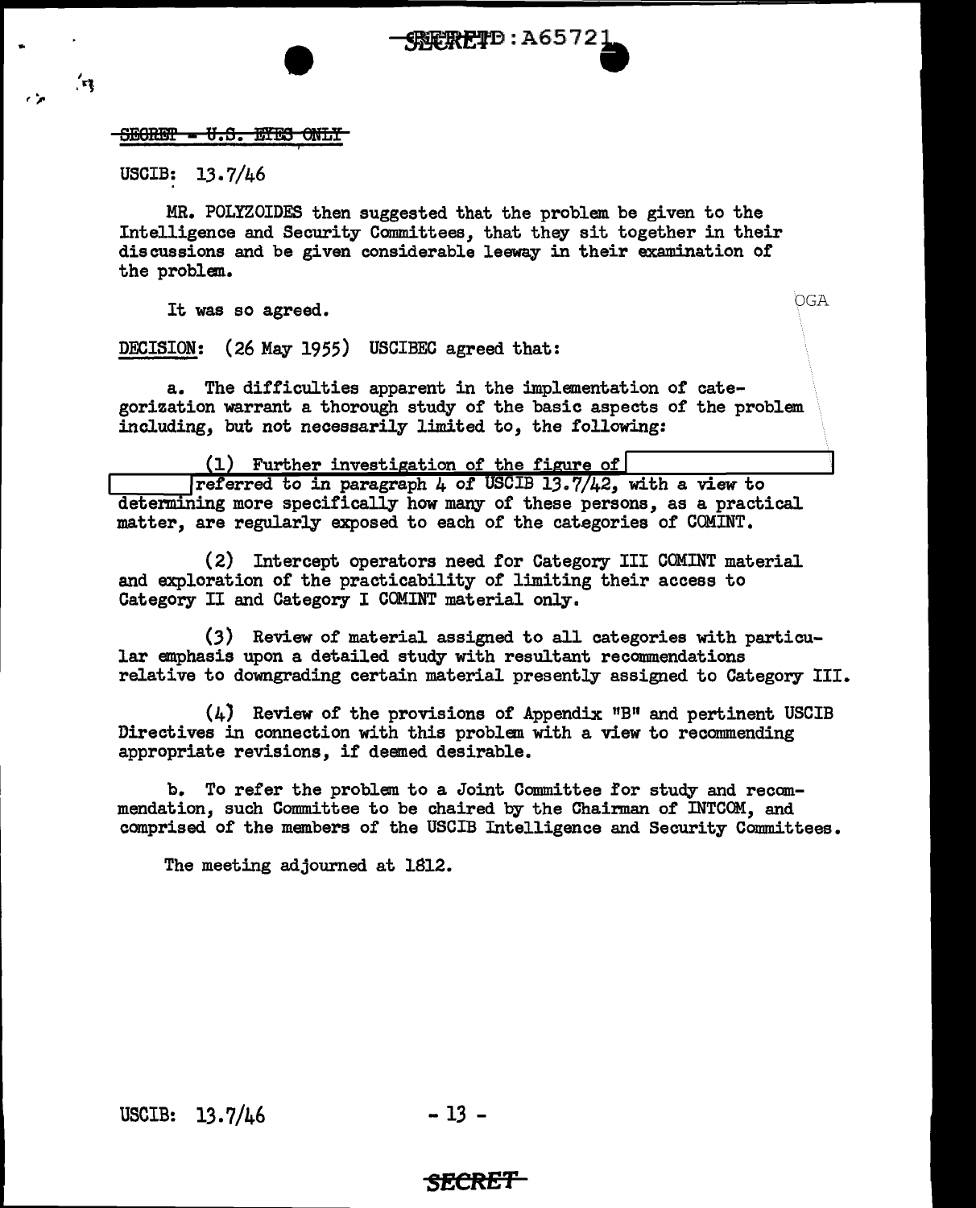REF ID:A65721

~~SECRET - U.S. EYES ONLY~~

USCIB: 13.7/46

MR. POLYZOIDES then suggested that the problem be given to the Intelligence and Security Committees, that they sit together in their discussions and be given considerable leeway in their examination of the problem.

It was so agreed.

OGA

DECISION: (26 May 1955) USCIBEC agreed that:

a. The difficulties apparent in the implementation of categorization warrant a thorough study of the basic aspects of the problem including, but not necessarily limited to, the following:

(1) Further investigation of the figure of [redacted] referred to in paragraph 4 of USCIB 13.7/42, with a view to determining more specifically how many of these persons, as a practical matter, are regularly exposed to each of the categories of COMINT.

(2) Intercept operators need for Category III COMINT material and exploration of the practicability of limiting their access to Category II and Category I COMINT material only.

(3) Review of material assigned to all categories with particular emphasis upon a detailed study with resultant recommendations relative to downgrading certain material presently assigned to Category III.

(4) Review of the provisions of Appendix "B" and pertinent USCIB Directives in connection with this problem with a view to recommending appropriate revisions, if deemed desirable.

b. To refer the problem to a Joint Committee for study and recommendation, such Committee to be chaired by the Chairman of INTCOM, and comprised of the members of the USCIB Intelligence and Security Committees.

The meeting adjourned at 1812.

USCIB: 13.7/46

**SECRET**